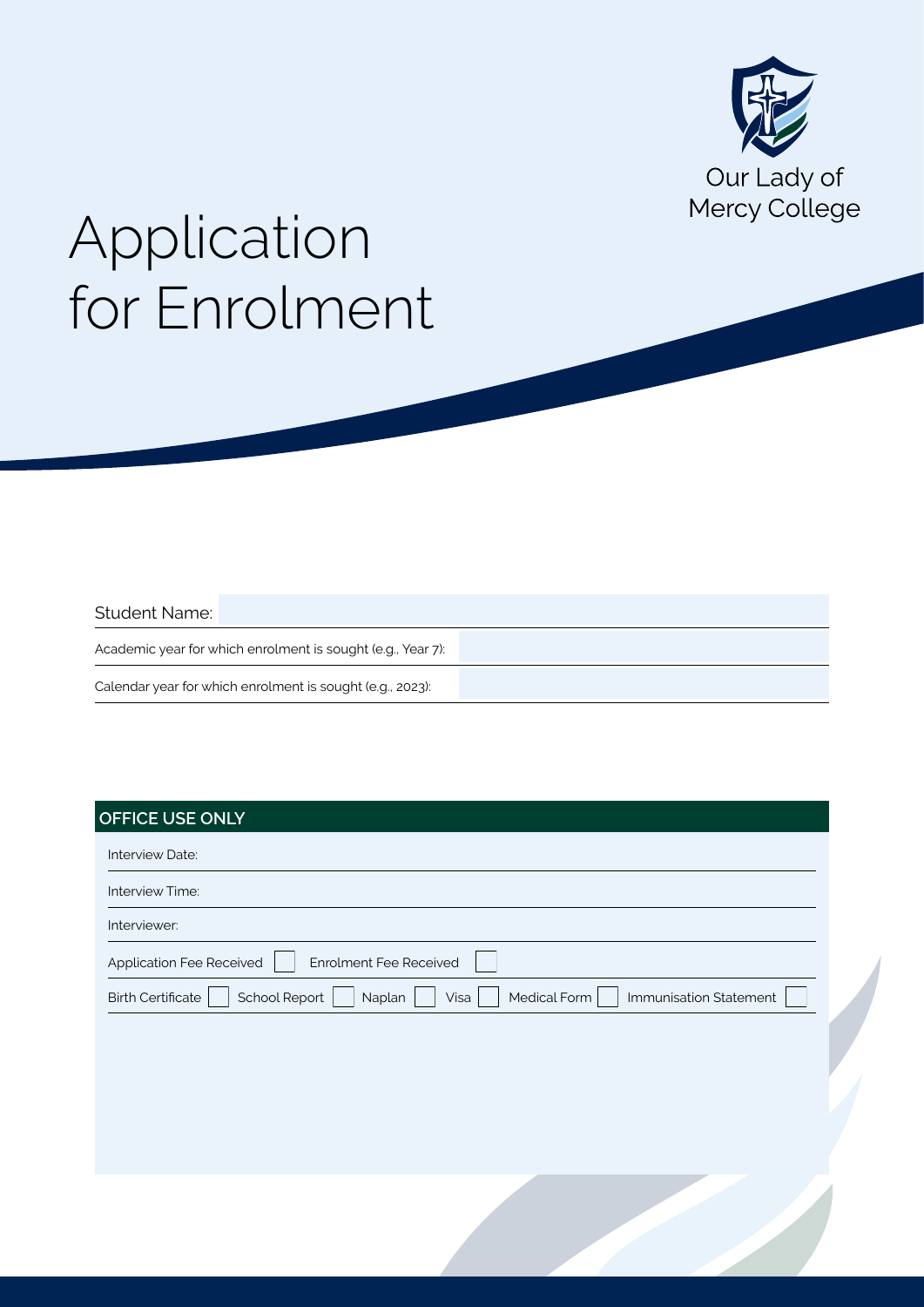Our Lady of Mercy College

# Application for Enrolment

| | |
|---|---|
| Student Name: | |
| Academic year for which enrolment is sought (e.g., Year 7): | |
| Calendar year for which enrolment is sought (e.g., 2023): | |

## OFFICE USE ONLY

Interview Date:

Interview Time:

Interviewer:

Application Fee Received ☐ Enrolment Fee Received ☐

Birth Certificate ☐ School Report ☐ Naplan ☐ Visa ☐ Medical Form ☐ Immunisation Statement ☐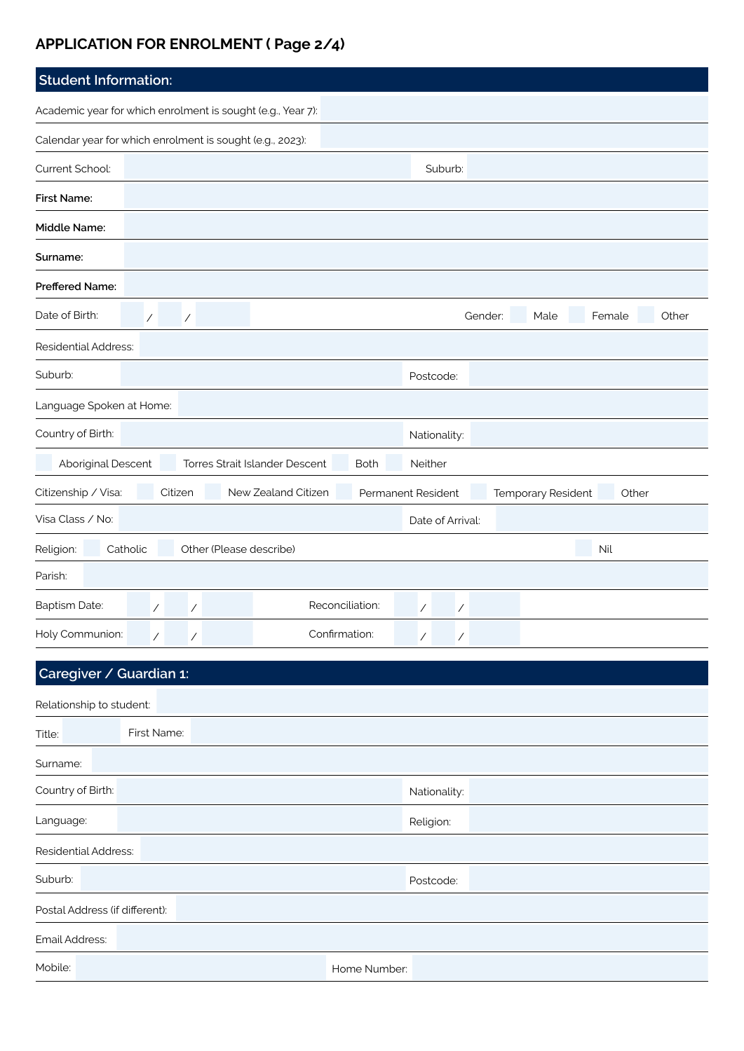# APPLICATION FOR ENROLMENT ( Page 2/4)

## Student Information:

Academic year for which enrolment is sought (e.g., Year 7):

Calendar year for which enrolment is sought (e.g., 2023):

Current School: Suburb:

**First Name:**

**Middle Name:**

**Surname:**

**Preffered Name:**

Date of Birth: / / Gender: Male Female Other

Residential Address:

Suburb: Postcode:

Language Spoken at Home:

Country of Birth: Nationality:

Aboriginal Descent Torres Strait Islander Descent Both Neither

Citizenship / Visa: Citizen New Zealand Citizen Permanent Resident Temporary Resident Other

Visa Class / No: Date of Arrival:

Religion: Catholic Other (Please describe) Nil

Parish:

Baptism Date: / / Reconciliation: / /

Holy Communion: / / Confirmation: / /

## Caregiver / Guardian 1:

Relationship to student:

Title: First Name:

Surname:

Country of Birth: Nationality:

Language: Religion:

Residential Address:

Suburb: Postcode:

Postal Address (if different):

Email Address:

Mobile: Home Number: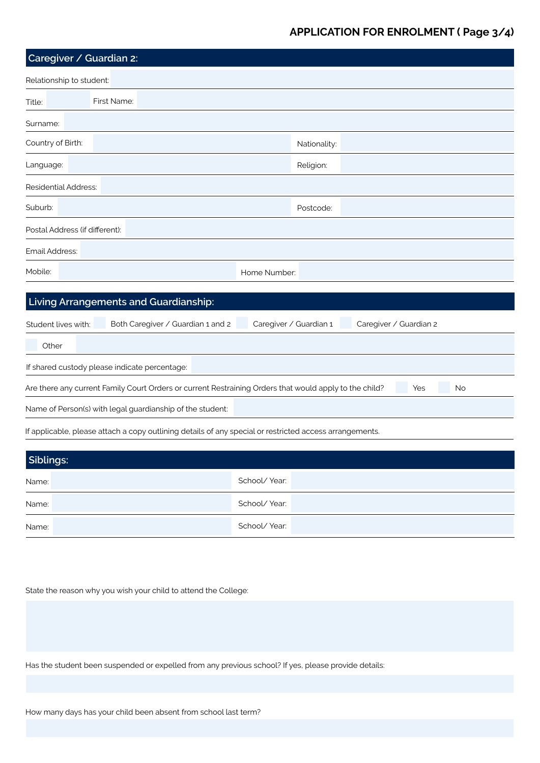## APPLICATION FOR ENROLMENT ( Page 3/4)

## Caregiver / Guardian 2:

Relationship to student:

Title: First Name:

Surname:

Country of Birth: Nationality:

Language: Religion:

Residential Address:

Suburb: Postcode:

Postal Address (if different):

Email Address:

Mobile: Home Number:

## Living Arrangements and Guardianship:

Student lives with: ☐ Both Caregiver / Guardian 1 and 2 ☐ Caregiver / Guardian 1 ☐ Caregiver / Guardian 2

☐ Other

If shared custody please indicate percentage:

Are there any current Family Court Orders or current Restraining Orders that would apply to the child? ☐ Yes ☐ No

Name of Person(s) with legal guardianship of the student:

If applicable, please attach a copy outlining details of any special or restricted access arrangements.

## Siblings:

| Name: | School/ Year: |
|---|---|
| Name: | School/ Year: |
| Name: | School/ Year: |

State the reason why you wish your child to attend the College:

Has the student been suspended or expelled from any previous school? If yes, please provide details:

How many days has your child been absent from school last term?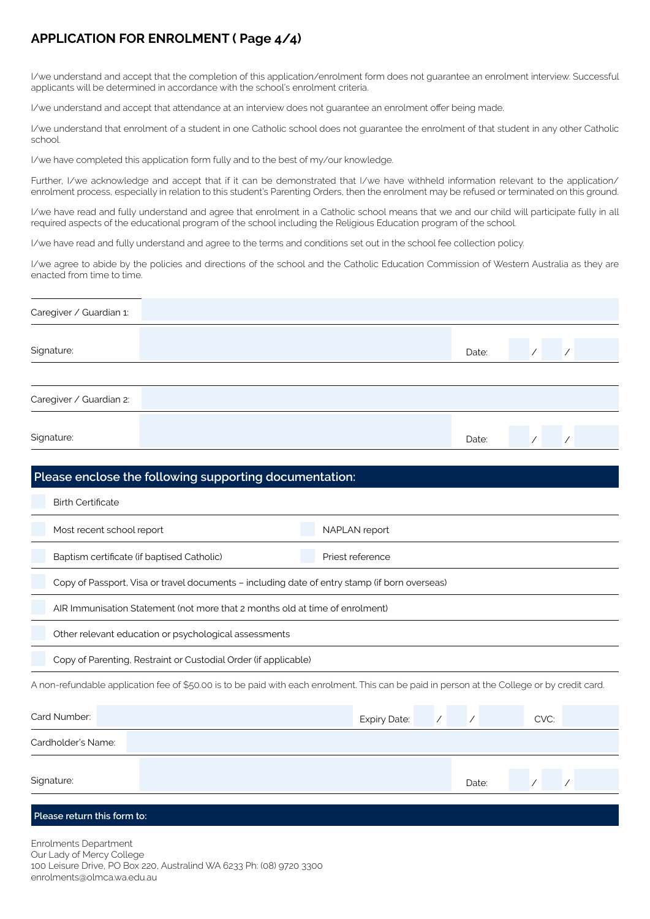# APPLICATION FOR ENROLMENT ( Page 4/4)

I/we understand and accept that the completion of this application/enrolment form does not guarantee an enrolment interview. Successful applicants will be determined in accordance with the school's enrolment criteria.

I/we understand and accept that attendance at an interview does not guarantee an enrolment offer being made.

I/we understand that enrolment of a student in one Catholic school does not guarantee the enrolment of that student in any other Catholic school.

I/we have completed this application form fully and to the best of my/our knowledge.

Further, I/we acknowledge and accept that if it can be demonstrated that I/we have withheld information relevant to the application/ enrolment process, especially in relation to this student's Parenting Orders, then the enrolment may be refused or terminated on this ground.

I/we have read and fully understand and agree that enrolment in a Catholic school means that we and our child will participate fully in all required aspects of the educational program of the school including the Religious Education program of the school.

I/we have read and fully understand and agree to the terms and conditions set out in the school fee collection policy.

I/we agree to abide by the policies and directions of the school and the Catholic Education Commission of Western Australia as they are enacted from time to time.

Caregiver / Guardian 1:

Signature: Date: / /

Caregiver / Guardian 2:

Signature: Date: / /

## Please enclose the following supporting documentation:

- [ ] Birth Certificate
- [ ] Most recent school report
- [ ] NAPLAN report
- [ ] Baptism certificate (if baptised Catholic)
- [ ] Priest reference
- [ ] Copy of Passport, Visa or travel documents – including date of entry stamp (if born overseas)
- [ ] AIR Immunisation Statement (not more that 2 months old at time of enrolment)
- [ ] Other relevant education or psychological assessments
- [ ] Copy of Parenting, Restraint or Custodial Order (if applicable)

A non-refundable application fee of $50.00 is to be paid with each enrolment. This can be paid in person at the College or by credit card.

Card Number: Expiry Date: / / CVC:

Cardholder's Name:

Signature: Date: / /

**Please return this form to:**

Enrolments Department
Our Lady of Mercy College
100 Leisure Drive, PO Box 220, Australind WA 6233 Ph: (08) 9720 3300
enrolments@olmca.wa.edu.au